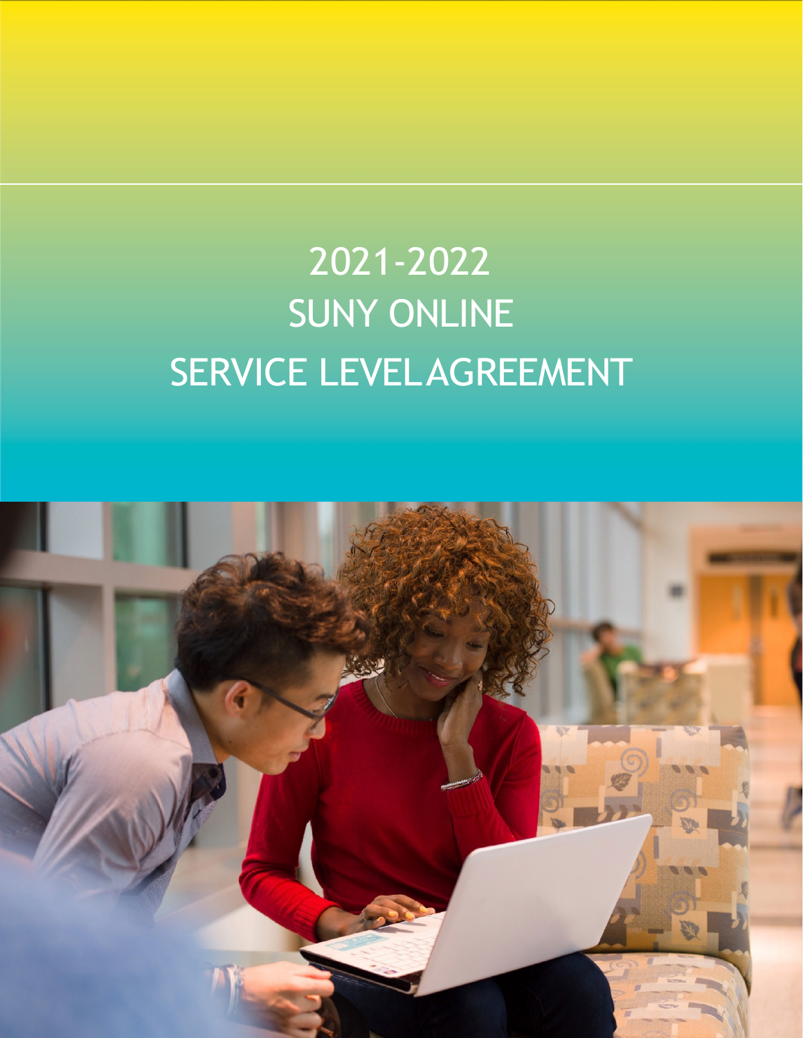# 2021-2022
# SUNY ONLINE
# SERVICE LEVELAGREEMENT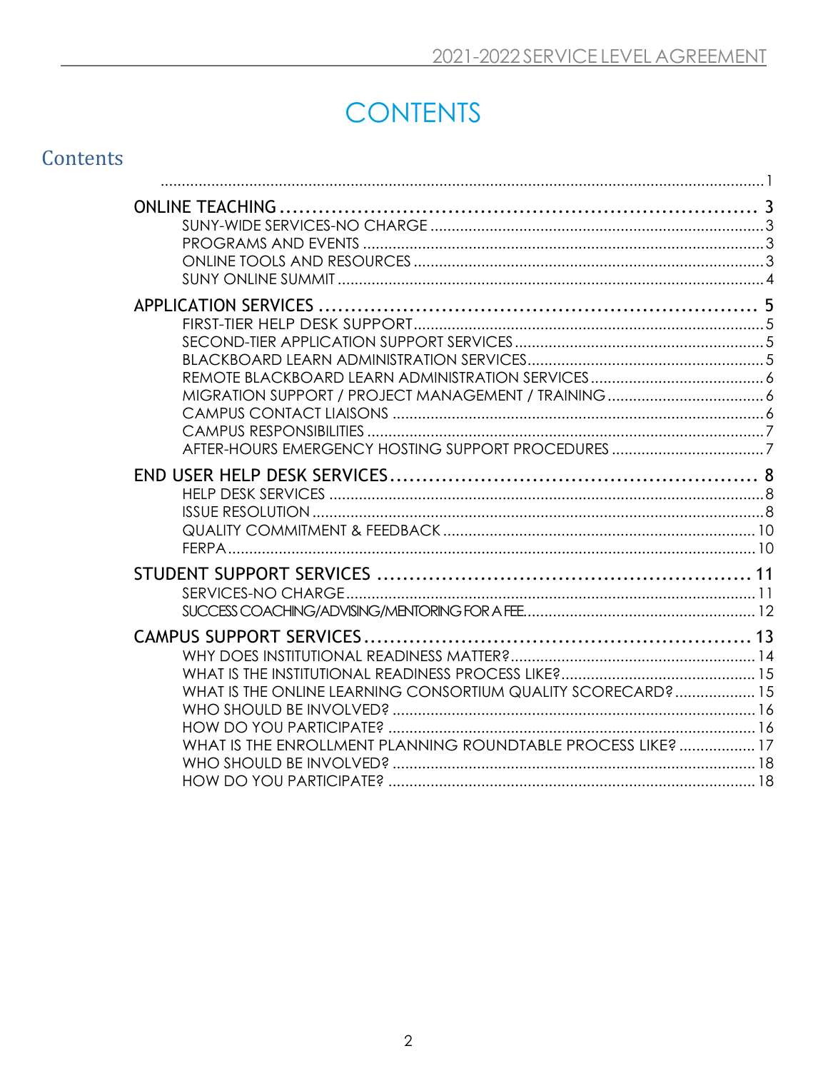# CONTENTS

## Contents

...1

- ONLINE TEACHING ... 3
  - SUNY-WIDE SERVICES-NO CHARGE ... 3
  - PROGRAMS AND EVENTS ... 3
  - ONLINE TOOLS AND RESOURCES ... 3
  - SUNY ONLINE SUMMIT ... 4
- APPLICATION SERVICES ... 5
  - FIRST-TIER HELP DESK SUPPORT ... 5
  - SECOND-TIER APPLICATION SUPPORT SERVICES ... 5
  - BLACKBOARD LEARN ADMINISTRATION SERVICES ... 5
  - REMOTE BLACKBOARD LEARN ADMINISTRATION SERVICES ... 6
  - MIGRATION SUPPORT / PROJECT MANAGEMENT / TRAINING ... 6
  - CAMPUS CONTACT LIAISONS ... 6
  - CAMPUS RESPONSIBILITIES ... 7
  - AFTER-HOURS EMERGENCY HOSTING SUPPORT PROCEDURES ... 7
- END USER HELP DESK SERVICES ... 8
  - HELP DESK SERVICES ... 8
  - ISSUE RESOLUTION ... 8
  - QUALITY COMMITMENT & FEEDBACK ... 10
  - FERPA ... 10
- STUDENT SUPPORT SERVICES ... 11
  - SERVICES-NO CHARGE ... 11
  - SUCCESS COACHING/ADVISING/MENTORING FOR A FEE ... 12
- CAMPUS SUPPORT SERVICES ... 13
  - WHY DOES INSTITUTIONAL READINESS MATTER? ... 14
  - WHAT IS THE INSTITUTIONAL READINESS PROCESS LIKE? ... 15
  - WHAT IS THE ONLINE LEARNING CONSORTIUM QUALITY SCORECARD? ... 15
  - WHO SHOULD BE INVOLVED? ... 16
  - HOW DO YOU PARTICIPATE? ... 16
  - WHAT IS THE ENROLLMENT PLANNING ROUNDTABLE PROCESS LIKE? ... 17
  - WHO SHOULD BE INVOLVED? ... 18
  - HOW DO YOU PARTICIPATE? ... 18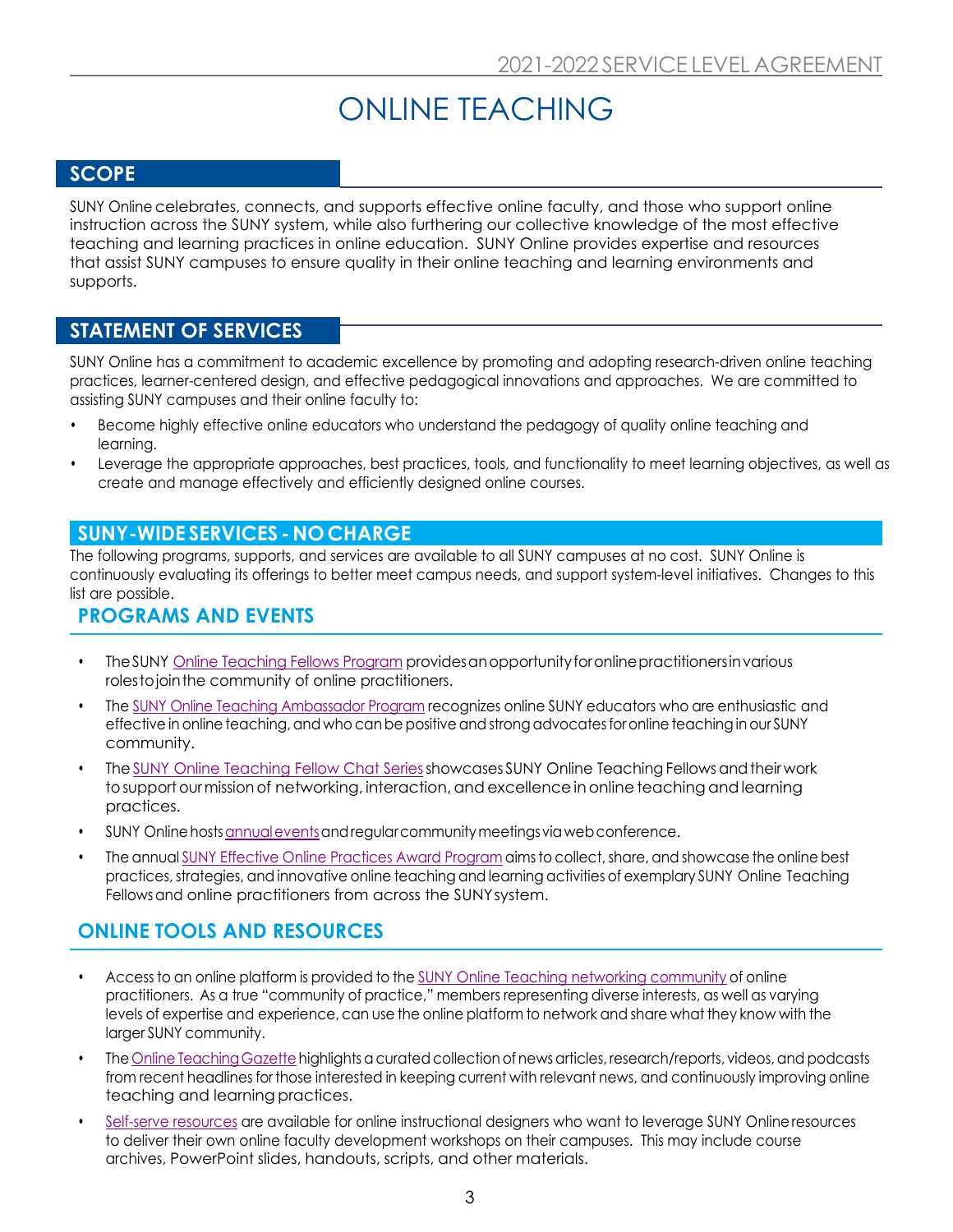# ONLINE TEACHING

## SCOPE

SUNY Online celebrates, connects, and supports effective online faculty, and those who support online instruction across the SUNY system, while also furthering our collective knowledge of the most effective teaching and learning practices in online education. SUNY Online provides expertise and resources that assist SUNY campuses to ensure quality in their online teaching and learning environments and supports.

## STATEMENT OF SERVICES

SUNY Online has a commitment to academic excellence by promoting and adopting research-driven online teaching practices, learner-centered design, and effective pedagogical innovations and approaches. We are committed to assisting SUNY campuses and their online faculty to:

- Become highly effective online educators who understand the pedagogy of quality online teaching and learning.
- Leverage the appropriate approaches, best practices, tools, and functionality to meet learning objectives, as well as create and manage effectively and efficiently designed online courses.

## SUNY-WIDE SERVICES - NO CHARGE

The following programs, supports, and services are available to all SUNY campuses at no cost. SUNY Online is continuously evaluating its offerings to better meet campus needs, and support system-level initiatives. Changes to this list are possible.

### PROGRAMS AND EVENTS

- The SUNY Online Teaching Fellows Program provides an opportunity for online practitioners in various roles to join the community of online practitioners.
- The SUNY Online Teaching Ambassador Program recognizes online SUNY educators who are enthusiastic and effective in online teaching, and who can be positive and strong advocates for online teaching in our SUNY community.
- The SUNY Online Teaching Fellow Chat Series showcases SUNY Online Teaching Fellows and their work to support our mission of networking, interaction, and excellence in online teaching and learning practices.
- SUNY Online hosts annual events and regular community meetings via web conference.
- The annual SUNY Effective Online Practices Award Program aims to collect, share, and showcase the online best practices, strategies, and innovative online teaching and learning activities of exemplary SUNY Online Teaching Fellows and online practitioners from across the SUNY system.

### ONLINE TOOLS AND RESOURCES

- Access to an online platform is provided to the SUNY Online Teaching networking community of online practitioners. As a true "community of practice," members representing diverse interests, as well as varying levels of expertise and experience, can use the online platform to network and share what they know with the larger SUNY community.
- The Online Teaching Gazette highlights a curated collection of news articles, research/reports, videos, and podcasts from recent headlines for those interested in keeping current with relevant news, and continuously improving online teaching and learning practices.
- Self-serve resources are available for online instructional designers who want to leverage SUNY Online resources to deliver their own online faculty development workshops on their campuses. This may include course archives, PowerPoint slides, handouts, scripts, and other materials.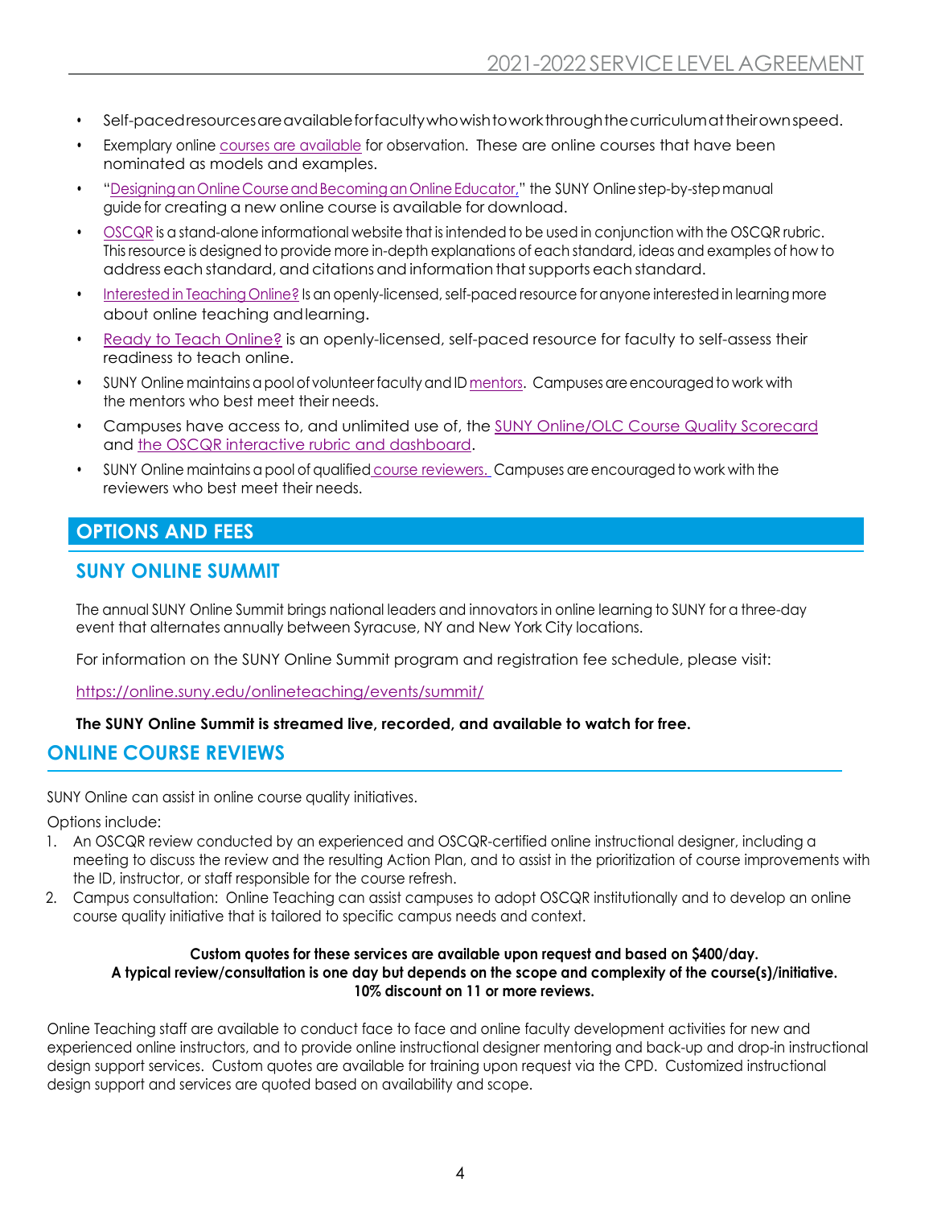- Self-paced resources are available for faculty who wish to work through the curriculum at their own speed.
- Exemplary online courses are available for observation. These are online courses that have been nominated as models and examples.
- "Designing an Online Course and Becoming an Online Educator," the SUNY Online step-by-step manual guide for creating a new online course is available for download.
- OSCQR is a stand-alone informational website that is intended to be used in conjunction with the OSCQR rubric. This resource is designed to provide more in-depth explanations of each standard, ideas and examples of how to address each standard, and citations and information that supports each standard.
- Interested in Teaching Online? is an openly-licensed, self-paced resource for anyone interested in learning more about online teaching and learning.
- Ready to Teach Online? is an openly-licensed, self-paced resource for faculty to self-assess their readiness to teach online.
- SUNY Online maintains a pool of volunteer faculty and ID mentors. Campuses are encouraged to work with the mentors who best meet their needs.
- Campuses have access to, and unlimited use of, the SUNY Online/OLC Course Quality Scorecard and the OSCQR interactive rubric and dashboard.
- SUNY Online maintains a pool of qualified course reviewers. Campuses are encouraged to work with the reviewers who best meet their needs.

## OPTIONS AND FEES

### SUNY ONLINE SUMMIT

The annual SUNY Online Summit brings national leaders and innovators in online learning to SUNY for a three-day event that alternates annually between Syracuse, NY and New York City locations.

For information on the SUNY Online Summit program and registration fee schedule, please visit:

https://online.suny.edu/onlineteaching/events/summit/

**The SUNY Online Summit is streamed live, recorded, and available to watch for free.**

### ONLINE COURSE REVIEWS

SUNY Online can assist in online course quality initiatives.

Options include:

1. An OSCQR review conducted by an experienced and OSCQR-certified online instructional designer, including a meeting to discuss the review and the resulting Action Plan, and to assist in the prioritization of course improvements with the ID, instructor, or staff responsible for the course refresh.
2. Campus consultation: Online Teaching can assist campuses to adopt OSCQR institutionally and to develop an online course quality initiative that is tailored to specific campus needs and context.

**Custom quotes for these services are available upon request and based on $400/day.**
**A typical review/consultation is one day but depends on the scope and complexity of the course(s)/initiative.**
**10% discount on 11 or more reviews.**

Online Teaching staff are available to conduct face to face and online faculty development activities for new and experienced online instructors, and to provide online instructional designer mentoring and back-up and drop-in instructional design support services. Custom quotes are available for training upon request via the CPD. Customized instructional design support and services are quoted based on availability and scope.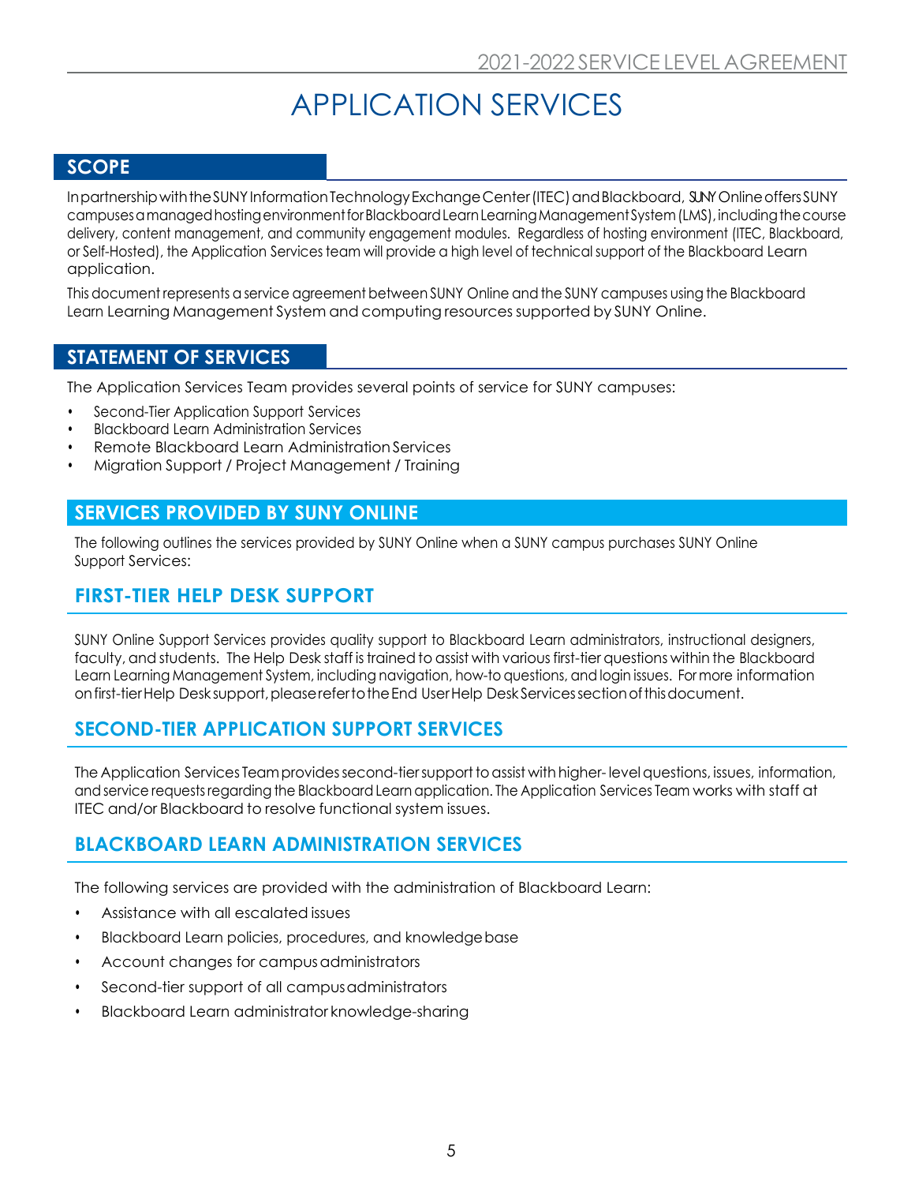# APPLICATION SERVICES

## SCOPE

In partnership with the SUNY Information Technology Exchange Center (ITEC) and Blackboard, SUNY Online offers SUNY campuses a managed hosting environment for Blackboard Learn Learning Management System (LMS), including the course delivery, content management, and community engagement modules. Regardless of hosting environment (ITEC, Blackboard, or Self-Hosted), the Application Services team will provide a high level of technical support of the Blackboard Learn application.

This document represents a service agreement between SUNY Online and the SUNY campuses using the Blackboard Learn Learning Management System and computing resources supported by SUNY Online.

## STATEMENT OF SERVICES

The Application Services Team provides several points of service for SUNY campuses:

- Second-Tier Application Support Services
- Blackboard Learn Administration Services
- Remote Blackboard Learn Administration Services
- Migration Support / Project Management / Training

## SERVICES PROVIDED BY SUNY ONLINE

The following outlines the services provided by SUNY Online when a SUNY campus purchases SUNY Online Support Services:

### FIRST-TIER HELP DESK SUPPORT

SUNY Online Support Services provides quality support to Blackboard Learn administrators, instructional designers, faculty, and students. The Help Desk staff is trained to assist with various first-tier questions within the Blackboard Learn Learning Management System, including navigation, how-to questions, and login issues. For more information on first-tier Help Desk support, please refer to the End User Help Desk Services section of this document.

### SECOND-TIER APPLICATION SUPPORT SERVICES

The Application Services Team provides second-tier support to assist with higher- level questions, issues, information, and service requests regarding the Blackboard Learn application. The Application Services Team works with staff at ITEC and/or Blackboard to resolve functional system issues.

### BLACKBOARD LEARN ADMINISTRATION SERVICES

The following services are provided with the administration of Blackboard Learn:

- Assistance with all escalated issues
- Blackboard Learn policies, procedures, and knowledge base
- Account changes for campus administrators
- Second-tier support of all campus administrators
- Blackboard Learn administrator knowledge-sharing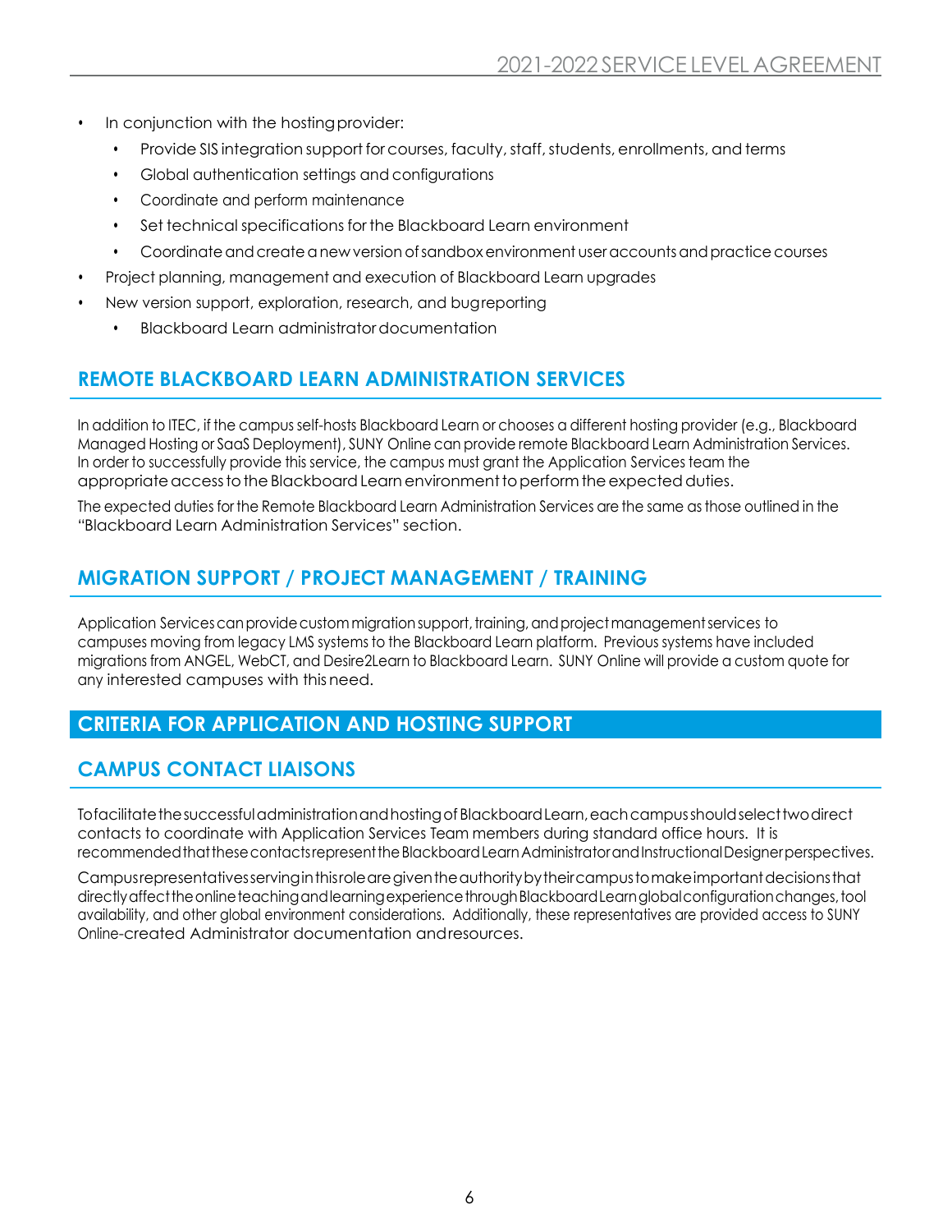- In conjunction with the hosting provider:
  - Provide SIS integration support for courses, faculty, staff, students, enrollments, and terms
  - Global authentication settings and configurations
  - Coordinate and perform maintenance
  - Set technical specifications for the Blackboard Learn environment
  - Coordinate and create a new version of sandbox environment user accounts and practice courses
- Project planning, management and execution of Blackboard Learn upgrades
- New version support, exploration, research, and bug reporting
  - Blackboard Learn administrator documentation

## REMOTE BLACKBOARD LEARN ADMINISTRATION SERVICES

In addition to ITEC, if the campus self-hosts Blackboard Learn or chooses a different hosting provider (e.g., Blackboard Managed Hosting or SaaS Deployment), SUNY Online can provide remote Blackboard Learn Administration Services. In order to successfully provide this service, the campus must grant the Application Services team the appropriate access to the Blackboard Learn environment to perform the expected duties.

The expected duties for the Remote Blackboard Learn Administration Services are the same as those outlined in the "Blackboard Learn Administration Services" section.

## MIGRATION SUPPORT / PROJECT MANAGEMENT / TRAINING

Application Services can provide custom migration support, training, and project management services to campuses moving from legacy LMS systems to the Blackboard Learn platform. Previous systems have included migrations from ANGEL, WebCT, and Desire2Learn to Blackboard Learn. SUNY Online will provide a custom quote for any interested campuses with this need.

# CRITERIA FOR APPLICATION AND HOSTING SUPPORT

## CAMPUS CONTACT LIAISONS

To facilitate the successful administration and hosting of Blackboard Learn, each campus should select two direct contacts to coordinate with Application Services Team members during standard office hours. It is recommended that these contacts represent the Blackboard Learn Administrator and Instructional Designer perspectives.

Campus representatives serving in this role are given the authority by their campus to make important decisions that directly affect the online teaching and learning experience through Blackboard Learn global configuration changes, tool availability, and other global environment considerations. Additionally, these representatives are provided access to SUNY Online-created Administrator documentation and resources.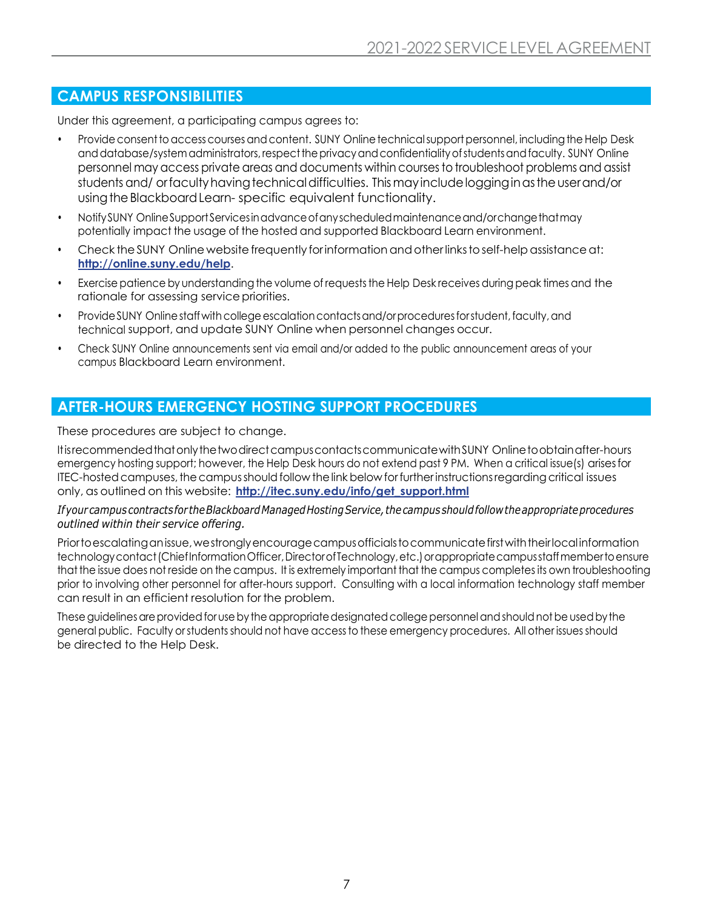## CAMPUS RESPONSIBILITIES

Under this agreement, a participating campus agrees to:

- Provide consent to access courses and content. SUNY Online technical support personnel, including the Help Desk and database/system administrators, respect the privacy and confidentiality of students and faculty. SUNY Online personnel may access private areas and documents within courses to troubleshoot problems and assist students and/ or faculty having technical difficulties. This may include logging in as the user and/or using the Blackboard Learn- specific equivalent functionality.
- Notify SUNY Online Support Services in advance of any scheduled maintenance and/or change that may potentially impact the usage of the hosted and supported Blackboard Learn environment.
- Check the SUNY Online website frequently for information and other links to self-help assistance at: **http://online.suny.edu/help**.
- Exercise patience by understanding the volume of requests the Help Desk receives during peak times and the rationale for assessing service priorities.
- Provide SUNY Online staff with college escalation contacts and/or procedures for student, faculty, and technical support, and update SUNY Online when personnel changes occur.
- Check SUNY Online announcements sent via email and/or added to the public announcement areas of your campus Blackboard Learn environment.

## AFTER-HOURS EMERGENCY HOSTING SUPPORT PROCEDURES

These procedures are subject to change.

It is recommended that only the two direct campus contacts communicate with SUNY Online to obtain after-hours emergency hosting support; however, the Help Desk hours do not extend past 9 PM. When a critical issue(s) arises for ITEC-hosted campuses, the campus should follow the link below for further instructions regarding critical issues only, as outlined on this website: **http://itec.suny.edu/info/get_support.html**

*If your campus contracts for the Blackboard Managed Hosting Service, the campus should follow the appropriate procedures outlined within their service offering.*

Prior to escalating an issue, we strongly encourage campus officials to communicate first with their local information technology contact (Chief Information Officer, Director of Technology, etc.) or appropriate campus staff member to ensure that the issue does not reside on the campus. It is extremely important that the campus completes its own troubleshooting prior to involving other personnel for after-hours support. Consulting with a local information technology staff member can result in an efficient resolution for the problem.

These guidelines are provided for use by the appropriate designated college personnel and should not be used by the general public. Faculty or students should not have access to these emergency procedures. All other issues should be directed to the Help Desk.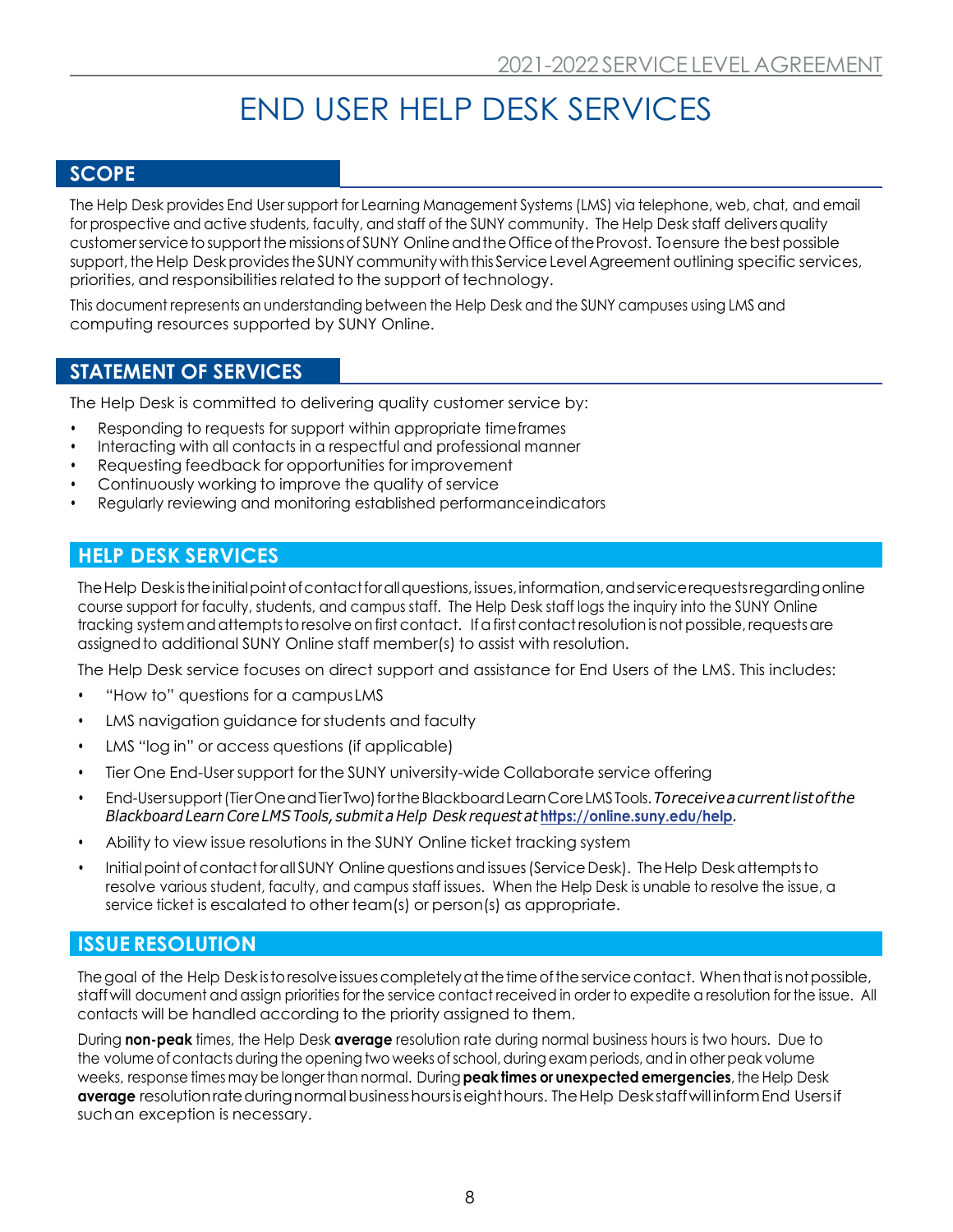# END USER HELP DESK SERVICES

## SCOPE

The Help Desk provides End User support for Learning Management Systems (LMS) via telephone, web, chat, and email for prospective and active students, faculty, and staff of the SUNY community. The Help Desk staff delivers quality customer service to support the missions of SUNY Online and the Office of the Provost. To ensure the best possible support, the Help Desk provides the SUNY community with this Service Level Agreement outlining specific services, priorities, and responsibilities related to the support of technology.

This document represents an understanding between the Help Desk and the SUNY campuses using LMS and computing resources supported by SUNY Online.

## STATEMENT OF SERVICES

The Help Desk is committed to delivering quality customer service by:

- Responding to requests for support within appropriate timeframes
- Interacting with all contacts in a respectful and professional manner
- Requesting feedback for opportunities for improvement
- Continuously working to improve the quality of service
- Regularly reviewing and monitoring established performance indicators

## HELP DESK SERVICES

The Help Desk is the initial point of contact for all questions, issues, information, and service requests regarding online course support for faculty, students, and campus staff. The Help Desk staff logs the inquiry into the SUNY Online tracking system and attempts to resolve on first contact. If a first contact resolution is not possible, requests are assigned to additional SUNY Online staff member(s) to assist with resolution.

The Help Desk service focuses on direct support and assistance for End Users of the LMS. This includes:

- "How to" questions for a campus LMS
- LMS navigation guidance for students and faculty
- LMS "log in" or access questions (if applicable)
- Tier One End-User support for the SUNY university-wide Collaborate service offering
- End-User support (Tier One and Tier Two) for the Blackboard Learn Core LMS Tools. *To receive a current list of the Blackboard Learn Core LMS Tools, submit a Help Desk request at* **https://online.suny.edu/help**.
- Ability to view issue resolutions in the SUNY Online ticket tracking system
- Initial point of contact for all SUNY Online questions and issues (Service Desk). The Help Desk attempts to resolve various student, faculty, and campus staff issues. When the Help Desk is unable to resolve the issue, a service ticket is escalated to other team(s) or person(s) as appropriate.

## ISSUE RESOLUTION

The goal of the Help Desk is to resolve issues completely at the time of the service contact. When that is not possible, staff will document and assign priorities for the service contact received in order to expedite a resolution for the issue. All contacts will be handled according to the priority assigned to them.

During **non-peak** times, the Help Desk **average** resolution rate during normal business hours is two hours. Due to the volume of contacts during the opening two weeks of school, during exam periods, and in other peak volume weeks, response times may be longer than normal. During **peak times or unexpected emergencies**, the Help Desk **average** resolution rate during normal business hours is eight hours. The Help Desk staff will inform End Users if such an exception is necessary.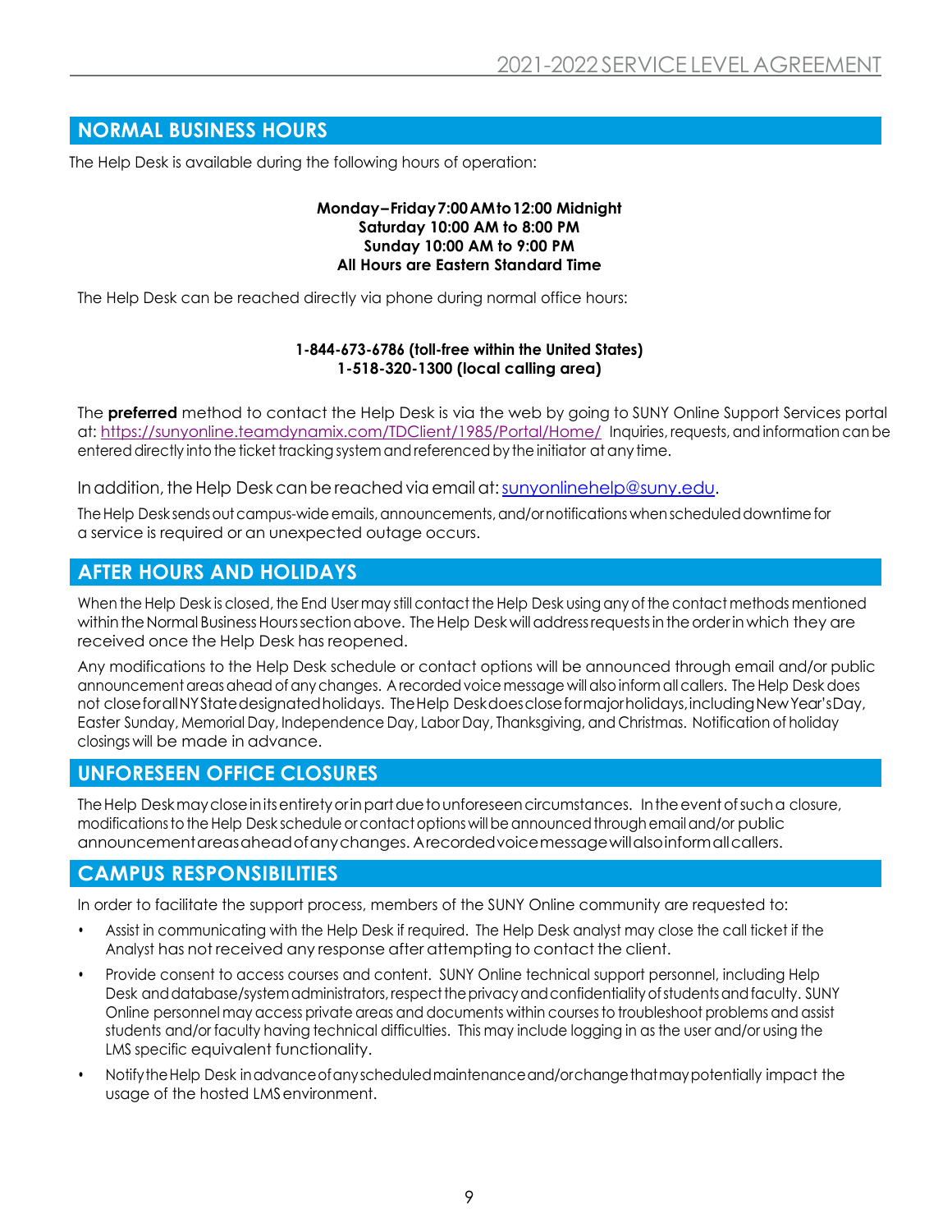## NORMAL BUSINESS HOURS

The Help Desk is available during the following hours of operation:

**Monday – Friday 7:00 AM to 12:00 Midnight**
**Saturday 10:00 AM to 8:00 PM**
**Sunday 10:00 AM to 9:00 PM**
**All Hours are Eastern Standard Time**

The Help Desk can be reached directly via phone during normal office hours:

**1-844-673-6786 (toll-free within the United States)**
**1-518-320-1300 (local calling area)**

The **preferred** method to contact the Help Desk is via the web by going to SUNY Online Support Services portal at: https://sunyonline.teamdynamix.com/TDClient/1985/Portal/Home/ Inquiries, requests, and information can be entered directly into the ticket tracking system and referenced by the initiator at any time.

In addition, the Help Desk can be reached via email at: sunyonlinehelp@suny.edu.

The Help Desk sends out campus-wide emails, announcements, and/or notifications when scheduled downtime for a service is required or an unexpected outage occurs.

## AFTER HOURS AND HOLIDAYS

When the Help Desk is closed, the End User may still contact the Help Desk using any of the contact methods mentioned within the Normal Business Hours section above. The Help Desk will address requests in the order in which they are received once the Help Desk has reopened.

Any modifications to the Help Desk schedule or contact options will be announced through email and/or public announcement areas ahead of any changes. A recorded voice message will also inform all callers. The Help Desk does not close for all NY State designated holidays. The Help Desk does close for major holidays, including New Year's Day, Easter Sunday, Memorial Day, Independence Day, Labor Day, Thanksgiving, and Christmas. Notification of holiday closings will be made in advance.

## UNFORESEEN OFFICE CLOSURES

The Help Desk may close in its entirety or in part due to unforeseen circumstances. In the event of such a closure, modifications to the Help Desk schedule or contact options will be announced through email and/or public announcement areas ahead of any changes. A recorded voice message will also inform all callers.

## CAMPUS RESPONSIBILITIES

In order to facilitate the support process, members of the SUNY Online community are requested to:

- Assist in communicating with the Help Desk if required. The Help Desk analyst may close the call ticket if the Analyst has not received any response after attempting to contact the client.
- Provide consent to access courses and content. SUNY Online technical support personnel, including Help Desk and database/system administrators, respect the privacy and confidentiality of students and faculty. SUNY Online personnel may access private areas and documents within courses to troubleshoot problems and assist students and/or faculty having technical difficulties. This may include logging in as the user and/or using the LMS specific equivalent functionality.
- Notify the Help Desk in advance of any scheduled maintenance and/or change that may potentially impact the usage of the hosted LMS environment.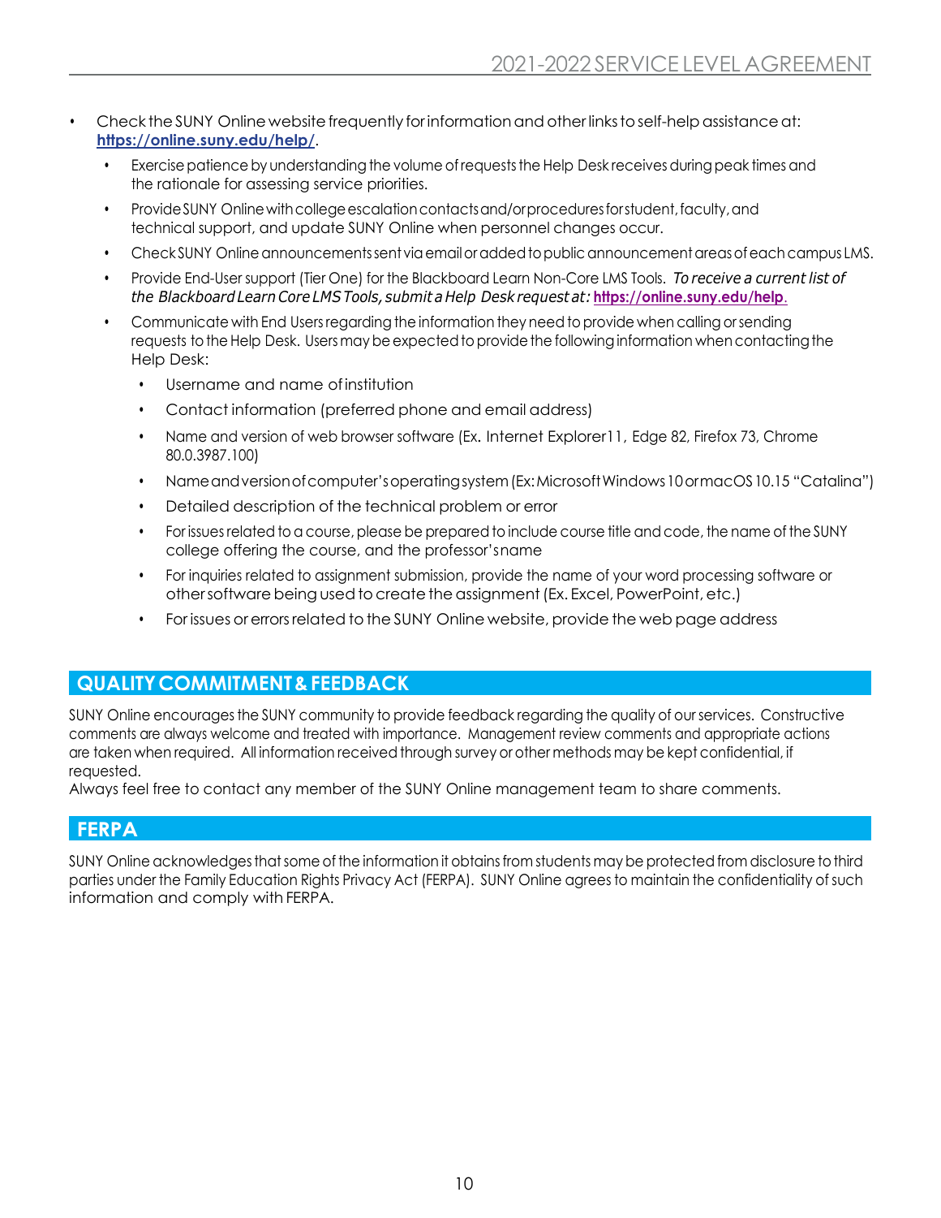- Check the SUNY Online website frequently for information and other links to self-help assistance at: **https://online.suny.edu/help/**.
  - Exercise patience by understanding the volume of requests the Help Desk receives during peak times and the rationale for assessing service priorities.
  - Provide SUNY Online with college escalation contacts and/or procedures for student, faculty, and technical support, and update SUNY Online when personnel changes occur.
  - Check SUNY Online announcements sent via email or added to public announcement areas of each campus LMS.
  - Provide End-User support (Tier One) for the Blackboard Learn Non-Core LMS Tools. *To receive a current list of the Blackboard Learn Core LMS Tools, submit a Help Desk request at:* **https://online.suny.edu/help**.
  - Communicate with End Users regarding the information they need to provide when calling or sending requests to the Help Desk. Users may be expected to provide the following information when contacting the Help Desk:
    - Username and name of institution
    - Contact information (preferred phone and email address)
    - Name and version of web browser software (Ex. Internet Explorer11, Edge 82, Firefox 73, Chrome 80.0.3987.100)
    - Name and version of computer's operating system (Ex: Microsoft Windows 10 or macOS 10.15 "Catalina")
    - Detailed description of the technical problem or error
    - For issues related to a course, please be prepared to include course title and code, the name of the SUNY college offering the course, and the professor's name
    - For inquiries related to assignment submission, provide the name of your word processing software or other software being used to create the assignment (Ex. Excel, PowerPoint, etc.)
    - For issues or errors related to the SUNY Online website, provide the web page address

## QUALITY COMMITMENT & FEEDBACK

SUNY Online encourages the SUNY community to provide feedback regarding the quality of our services. Constructive comments are always welcome and treated with importance. Management review comments and appropriate actions are taken when required. All information received through survey or other methods may be kept confidential, if requested.

Always feel free to contact any member of the SUNY Online management team to share comments.

## FERPA

SUNY Online acknowledges that some of the information it obtains from students may be protected from disclosure to third parties under the Family Education Rights Privacy Act (FERPA). SUNY Online agrees to maintain the confidentiality of such information and comply with FERPA.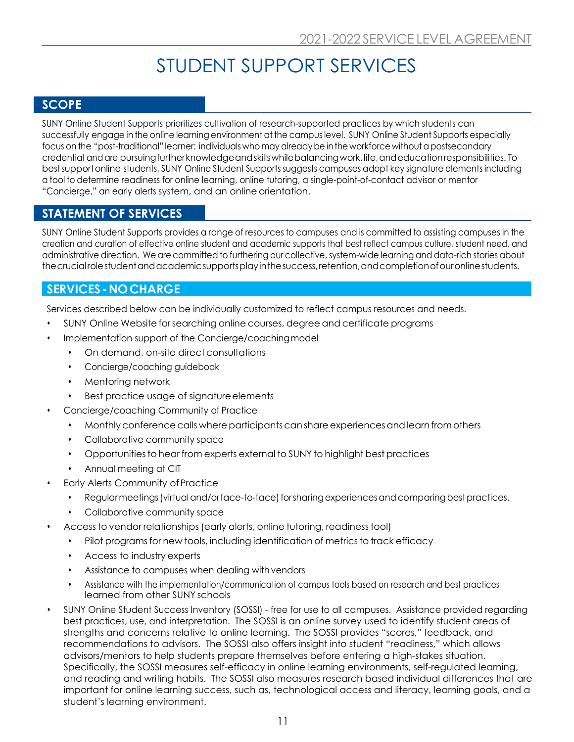# STUDENT SUPPORT SERVICES

## SCOPE

SUNY Online Student Supports prioritizes cultivation of research-supported practices by which students can successfully engage in the online learning environment at the campus level. SUNY Online Student Supports especially focus on the "post-traditional" learner: individuals who may already be in the workforce without a postsecondary credential and are pursuing further knowledge and skills while balancing work, life, and education responsibilities. To best support online students, SUNY Online Student Supports suggests campuses adopt key signature elements including a tool to determine readiness for online learning, online tutoring, a single-point-of-contact advisor or mentor "Concierge," an early alerts system, and an online orientation.

## STATEMENT OF SERVICES

SUNY Online Student Supports provides a range of resources to campuses and is committed to assisting campuses in the creation and curation of effective online student and academic supports that best reflect campus culture, student need, and administrative direction. We are committed to furthering our collective, system-wide learning and data-rich stories about the crucial role student and academic supports play in the success, retention, and completion of our online students.

## SERVICES - NO CHARGE

Services described below can be individually customized to reflect campus resources and needs.

- SUNY Online Website for searching online courses, degree and certificate programs
- Implementation support of the Concierge/coaching model
  - On demand, on-site direct consultations
  - Concierge/coaching guidebook
  - Mentoring network
  - Best practice usage of signature elements
- Concierge/coaching Community of Practice
  - Monthly conference calls where participants can share experiences and learn from others
  - Collaborative community space
  - Opportunities to hear from experts external to SUNY to highlight best practices
  - Annual meeting at CIT
- Early Alerts Community of Practice
  - Regular meetings (virtual and/or face-to-face) for sharing experiences and comparing best practices.
  - Collaborative community space
- Access to vendor relationships (early alerts, online tutoring, readiness tool)
  - Pilot programs for new tools, including identification of metrics to track efficacy
  - Access to industry experts
  - Assistance to campuses when dealing with vendors
  - Assistance with the implementation/communication of campus tools based on research and best practices learned from other SUNY schools
- SUNY Online Student Success Inventory (SOSSI) - free for use to all campuses. Assistance provided regarding best practices, use, and interpretation. The SOSSI is an online survey used to identify student areas of strengths and concerns relative to online learning. The SOSSI provides "scores," feedback, and recommendations to advisors. The SOSSI also offers insight into student "readiness," which allows advisors/mentors to help students prepare themselves before entering a high-stakes situation. Specifically, the SOSSI measures self-efficacy in online learning environments, self-regulated learning, and reading and writing habits. The SOSSI also measures research based individual differences that are important for online learning success, such as, technological access and literacy, learning goals, and a student's learning environment.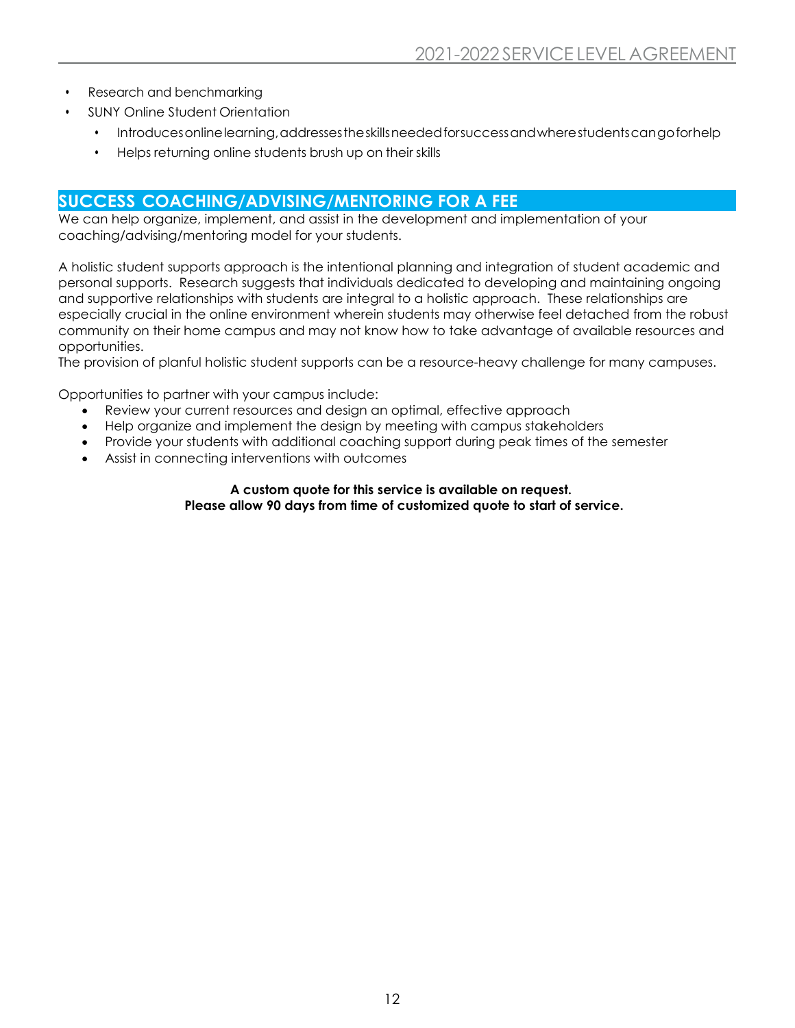- Research and benchmarking
- SUNY Online Student Orientation
  - Introduces online learning, addresses the skills needed for success and where students can go for help
  - Helps returning online students brush up on their skills

## SUCCESS COACHING/ADVISING/MENTORING FOR A FEE

We can help organize, implement, and assist in the development and implementation of your coaching/advising/mentoring model for your students.

A holistic student supports approach is the intentional planning and integration of student academic and personal supports. Research suggests that individuals dedicated to developing and maintaining ongoing and supportive relationships with students are integral to a holistic approach. These relationships are especially crucial in the online environment wherein students may otherwise feel detached from the robust community on their home campus and may not know how to take advantage of available resources and opportunities.

The provision of planful holistic student supports can be a resource-heavy challenge for many campuses.

Opportunities to partner with your campus include:

- Review your current resources and design an optimal, effective approach
- Help organize and implement the design by meeting with campus stakeholders
- Provide your students with additional coaching support during peak times of the semester
- Assist in connecting interventions with outcomes

**A custom quote for this service is available on request.**
**Please allow 90 days from time of customized quote to start of service.**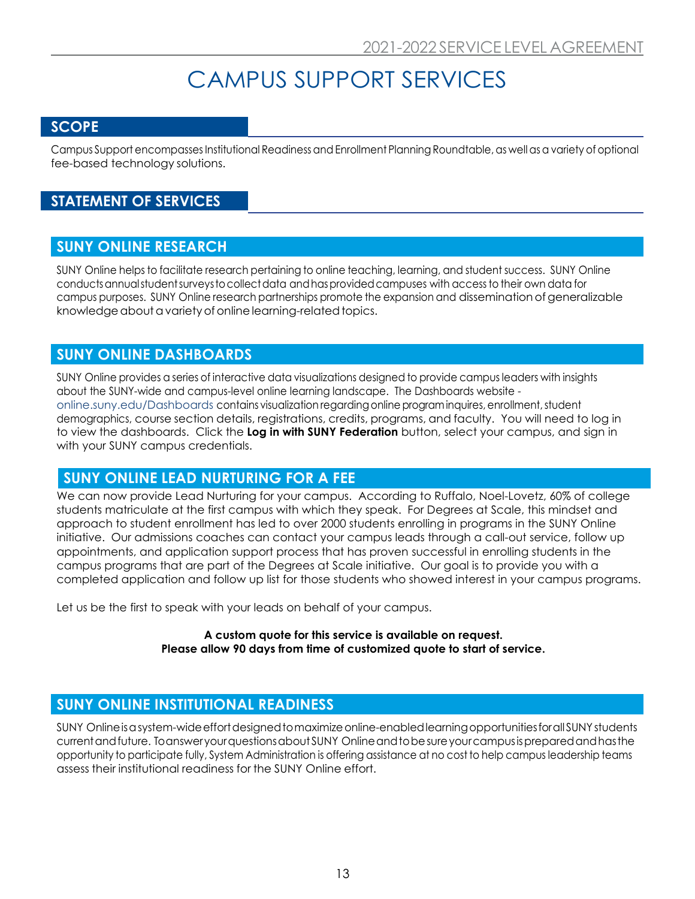# CAMPUS SUPPORT SERVICES

## SCOPE

Campus Support encompasses Institutional Readiness and Enrollment Planning Roundtable, as well as a variety of optional fee-based technology solutions.

## STATEMENT OF SERVICES

### SUNY ONLINE RESEARCH

SUNY Online helps to facilitate research pertaining to online teaching, learning, and student success. SUNY Online conducts annual student surveys to collect data and has provided campuses with access to their own data for campus purposes. SUNY Online research partnerships promote the expansion and dissemination of generalizable knowledge about a variety of online learning-related topics.

### SUNY ONLINE DASHBOARDS

SUNY Online provides a series of interactive data visualizations designed to provide campus leaders with insights about the SUNY-wide and campus-level online learning landscape. The Dashboards website - online.suny.edu/Dashboards contains visualization regarding online program inquires, enrollment, student demographics, course section details, registrations, credits, programs, and faculty. You will need to log in to view the dashboards. Click the **Log in with SUNY Federation** button, select your campus, and sign in with your SUNY campus credentials.

### SUNY ONLINE LEAD NURTURING FOR A FEE

We can now provide Lead Nurturing for your campus. According to Ruffalo, Noel-Lovetz, 60% of college students matriculate at the first campus with which they speak. For Degrees at Scale, this mindset and approach to student enrollment has led to over 2000 students enrolling in programs in the SUNY Online initiative. Our admissions coaches can contact your campus leads through a call-out service, follow up appointments, and application support process that has proven successful in enrolling students in the campus programs that are part of the Degrees at Scale initiative. Our goal is to provide you with a completed application and follow up list for those students who showed interest in your campus programs.

Let us be the first to speak with your leads on behalf of your campus.

**A custom quote for this service is available on request.**
**Please allow 90 days from time of customized quote to start of service.**

### SUNY ONLINE INSTITUTIONAL READINESS

SUNY Online is a system-wide effort designed to maximize online-enabled learning opportunities for all SUNY students current and future. To answer your questions about SUNY Online and to be sure your campus is prepared and has the opportunity to participate fully, System Administration is offering assistance at no cost to help campus leadership teams assess their institutional readiness for the SUNY Online effort.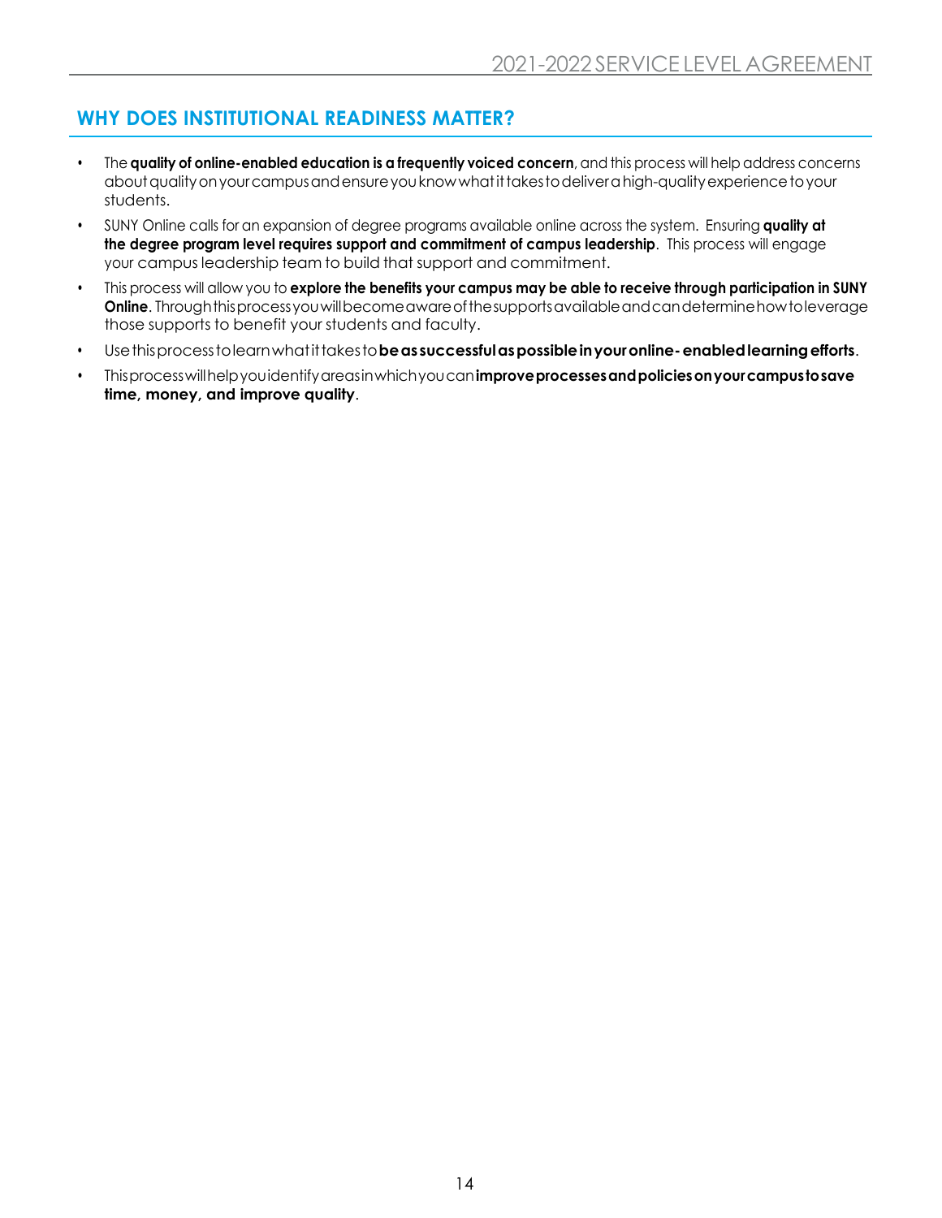## WHY DOES INSTITUTIONAL READINESS MATTER?

- The **quality of online-enabled education is a frequently voiced concern**, and this process will help address concerns about quality on your campus and ensure you know what it takes to deliver a high-quality experience to your students.
- SUNY Online calls for an expansion of degree programs available online across the system. Ensuring **quality at the degree program level requires support and commitment of campus leadership**. This process will engage your campus leadership team to build that support and commitment.
- This process will allow you to **explore the benefits your campus may be able to receive through participation in SUNY Online**. Through this process you will become aware of the supports available and can determine how to leverage those supports to benefit your students and faculty.
- Use this process to learn what it takes to **be as successful as possible in your online- enabled learning efforts**.
- This process will help you identify areas in which you can **improve processes and policies on your campus to save time, money, and improve quality**.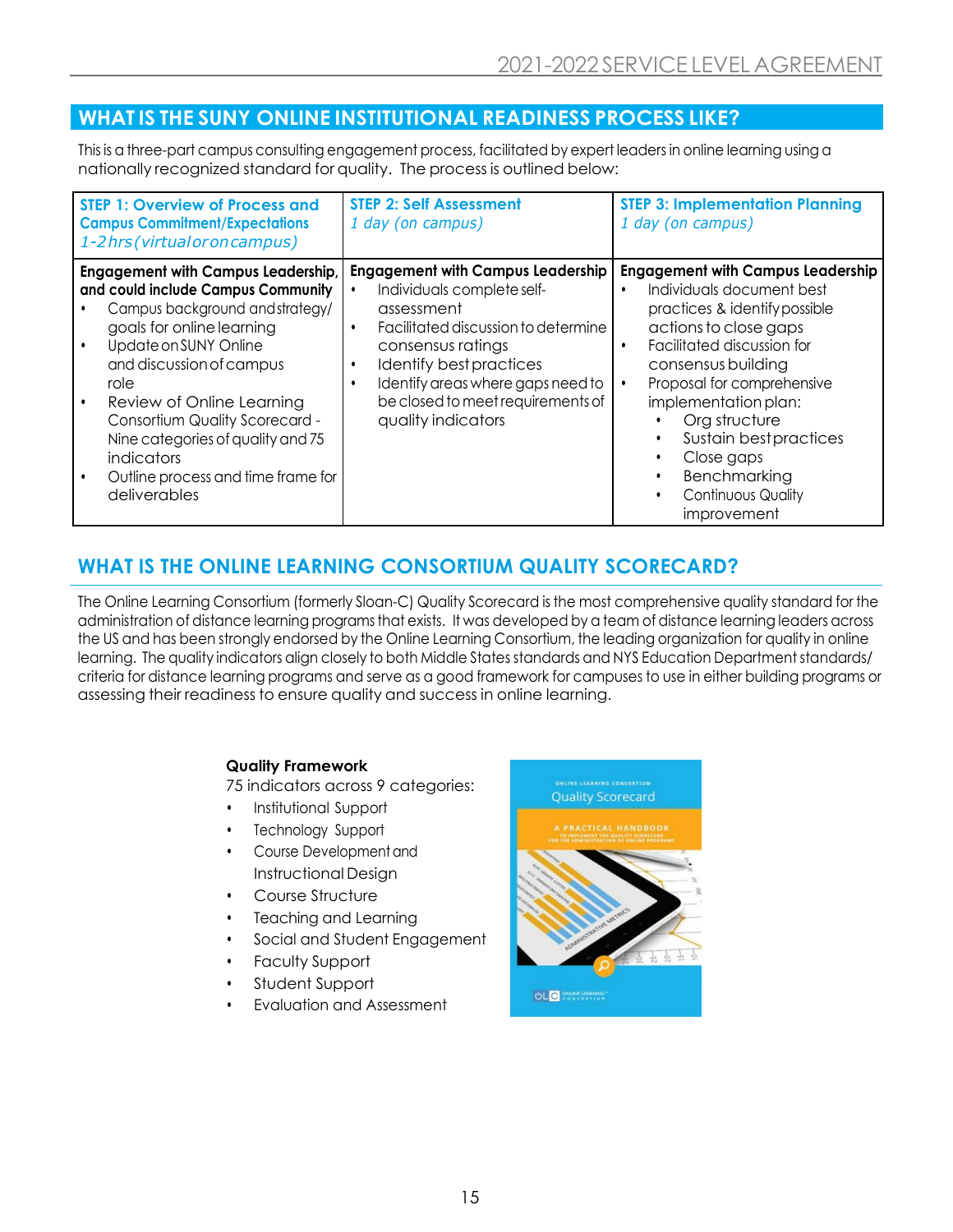## WHAT IS THE SUNY ONLINE INSTITUTIONAL READINESS PROCESS LIKE?

This is a three-part campus consulting engagement process, facilitated by expert leaders in online learning using a nationally recognized standard for quality. The process is outlined below:

| **STEP 1: Overview of Process and Campus Commitment/Expectations** *1-2 hrs (virtual or on campus)* | **STEP 2: Self Assessment** *1 day (on campus)* | **STEP 3: Implementation Planning** *1 day (on campus)* |
|---|---|---|
| **Engagement with Campus Leadership, and could include Campus Community**<br>• Campus background and strategy/ goals for online learning<br>• Update on SUNY Online and discussion of campus role<br>• Review of Online Learning Consortium Quality Scorecard - Nine categories of quality and 75 indicators<br>• Outline process and time frame for deliverables | **Engagement with Campus Leadership**<br>• Individuals complete self-assessment<br>• Facilitated discussion to determine consensus ratings<br>• Identify best practices<br>• Identify areas where gaps need to be closed to meet requirements of quality indicators | **Engagement with Campus Leadership**<br>• Individuals document best practices & identify possible actions to close gaps<br>• Facilitated discussion for consensus building<br>• Proposal for comprehensive implementation plan:<br>  ◦ Org structure<br>  ◦ Sustain best practices<br>  ◦ Close gaps<br>  ◦ Benchmarking<br>  ◦ Continuous Quality improvement |

## WHAT IS THE ONLINE LEARNING CONSORTIUM QUALITY SCORECARD?

The Online Learning Consortium (formerly Sloan-C) Quality Scorecard is the most comprehensive quality standard for the administration of distance learning programs that exists. It was developed by a team of distance learning leaders across the US and has been strongly endorsed by the Online Learning Consortium, the leading organization for quality in online learning. The quality indicators align closely to both Middle States standards and NYS Education Department standards/ criteria for distance learning programs and serve as a good framework for campuses to use in either building programs or assessing their readiness to ensure quality and success in online learning.

**Quality Framework**

75 indicators across 9 categories:

- Institutional Support
- Technology Support
- Course Development and Instructional Design
- Course Structure
- Teaching and Learning
- Social and Student Engagement
- Faculty Support
- Student Support
- Evaluation and Assessment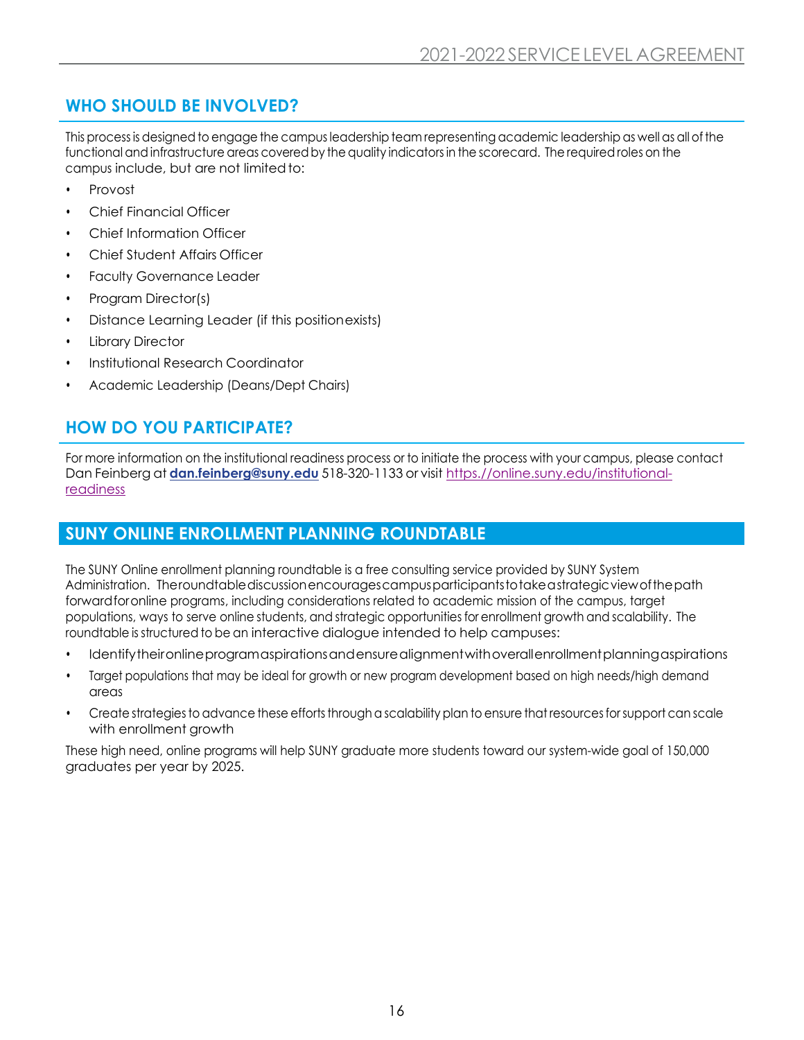## WHO SHOULD BE INVOLVED?

This process is designed to engage the campus leadership team representing academic leadership as well as all of the functional and infrastructure areas covered by the quality indicators in the scorecard. The required roles on the campus include, but are not limited to:

- Provost
- Chief Financial Officer
- Chief Information Officer
- Chief Student Affairs Officer
- Faculty Governance Leader
- Program Director(s)
- Distance Learning Leader (if this position exists)
- Library Director
- Institutional Research Coordinator
- Academic Leadership (Deans/Dept Chairs)

## HOW DO YOU PARTICIPATE?

For more information on the institutional readiness process or to initiate the process with your campus, please contact Dan Feinberg at **dan.feinberg@suny.edu** 518-320-1133 or visit https://online.suny.edu/institutional-readiness

## SUNY ONLINE ENROLLMENT PLANNING ROUNDTABLE

The SUNY Online enrollment planning roundtable is a free consulting service provided by SUNY System Administration. The roundtable discussion encourages campus participants to take a strategic view of the path forward for online programs, including considerations related to academic mission of the campus, target populations, ways to serve online students, and strategic opportunities for enrollment growth and scalability. The roundtable is structured to be an interactive dialogue intended to help campuses:

- Identify their online program aspirations and ensure alignment with overall enrollment planning aspirations
- Target populations that may be ideal for growth or new program development based on high needs/high demand areas
- Create strategies to advance these efforts through a scalability plan to ensure that resources for support can scale with enrollment growth

These high need, online programs will help SUNY graduate more students toward our system-wide goal of 150,000 graduates per year by 2025.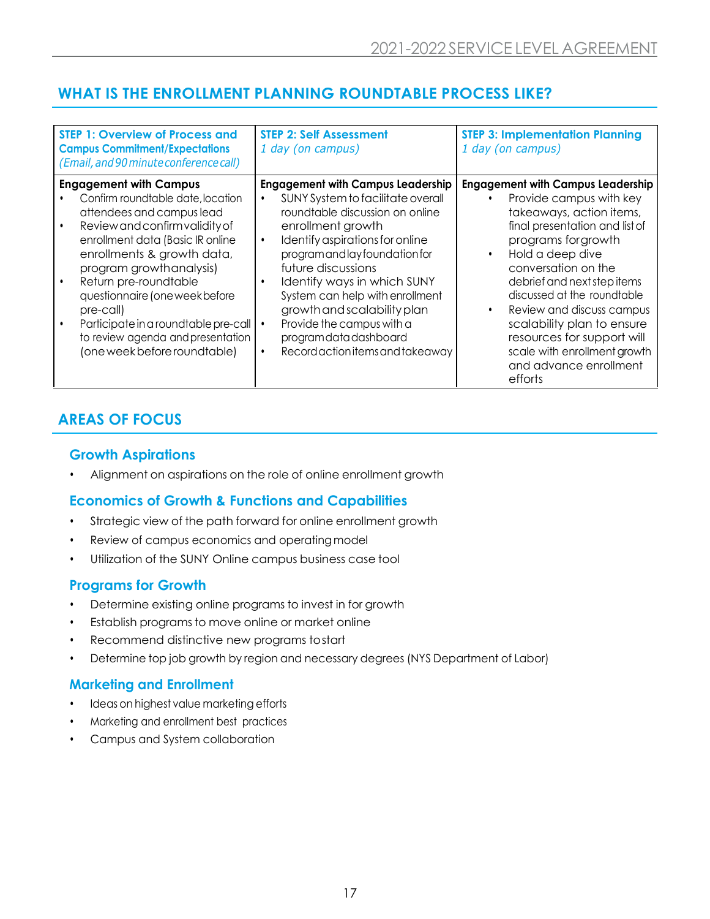## WHAT IS THE ENROLLMENT PLANNING ROUNDTABLE PROCESS LIKE?

| STEP 1: Overview of Process and Campus Commitment/Expectations<br>*(Email, and 90 minute conference call)* | STEP 2: Self Assessment<br>*1 day (on campus)* | STEP 3: Implementation Planning<br>*1 day (on campus)* |
|---|---|---|
| **Engagement with Campus**<br>• Confirm roundtable date, location attendees and campus lead<br>• Review and confirm validity of enrollment data (Basic IR online enrollments & growth data, program growth analysis)<br>• Return pre-roundtable questionnaire (one week before pre-call)<br>• Participate in a roundtable pre-call to review agenda and presentation (one week before roundtable) | **Engagement with Campus Leadership**<br>• SUNY System to facilitate overall roundtable discussion on online enrollment growth<br>• Identify aspirations for online program and lay foundation for future discussions<br>• Identify ways in which SUNY System can help with enrollment growth and scalability plan<br>• Provide the campus with a program data dashboard<br>• Record action items and takeaway | **Engagement with Campus Leadership**<br>• Provide campus with key takeaways, action items, final presentation and list of programs for growth<br>• Hold a deep dive conversation on the debrief and next step items discussed at the roundtable<br>• Review and discuss campus scalability plan to ensure resources for support will scale with enrollment growth and advance enrollment efforts |

## AREAS OF FOCUS

### Growth Aspirations

- Alignment on aspirations on the role of online enrollment growth

### Economics of Growth & Functions and Capabilities

- Strategic view of the path forward for online enrollment growth
- Review of campus economics and operating model
- Utilization of the SUNY Online campus business case tool

### Programs for Growth

- Determine existing online programs to invest in for growth
- Establish programs to move online or market online
- Recommend distinctive new programs to start
- Determine top job growth by region and necessary degrees (NYS Department of Labor)

### Marketing and Enrollment

- Ideas on highest value marketing efforts
- Marketing and enrollment best practices
- Campus and System collaboration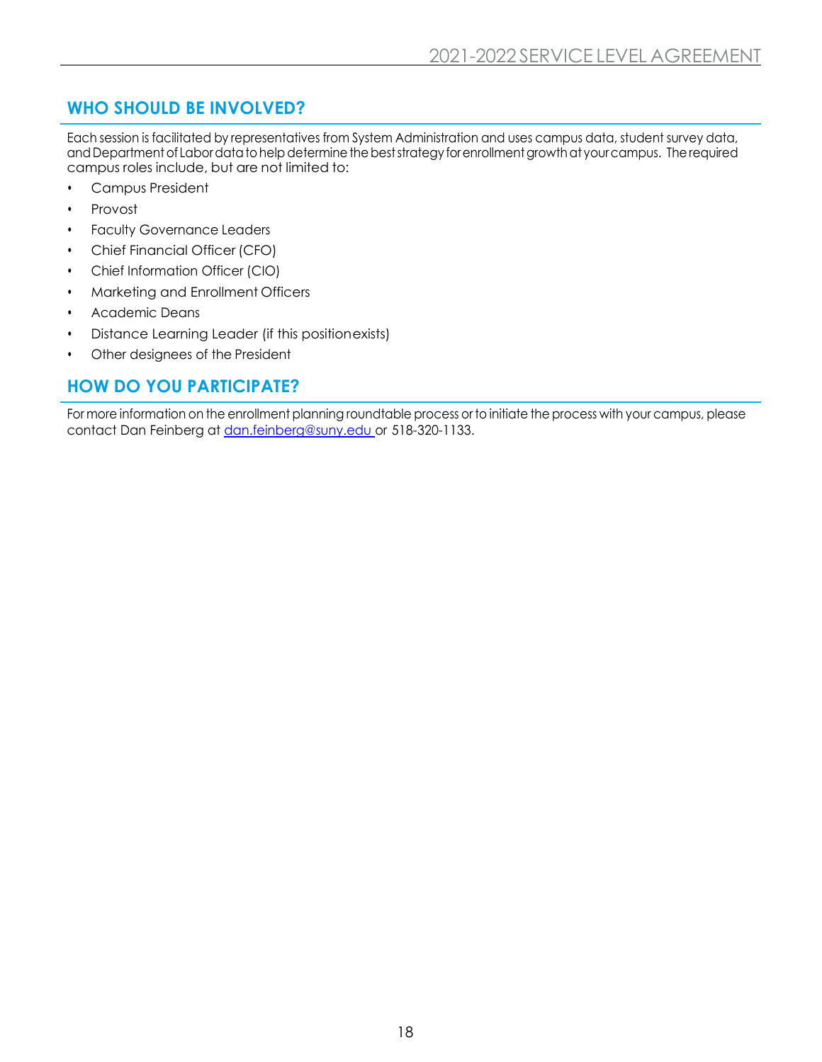## WHO SHOULD BE INVOLVED?

Each session is facilitated by representatives from System Administration and uses campus data, student survey data, and Department of Labor data to help determine the best strategy for enrollment growth at your campus. The required campus roles include, but are not limited to:

- Campus President
- Provost
- Faculty Governance Leaders
- Chief Financial Officer (CFO)
- Chief Information Officer (CIO)
- Marketing and Enrollment Officers
- Academic Deans
- Distance Learning Leader (if this position exists)
- Other designees of the President

## HOW DO YOU PARTICIPATE?

For more information on the enrollment planning roundtable process or to initiate the process with your campus, please contact Dan Feinberg at dan.feinberg@suny.edu or 518-320-1133.